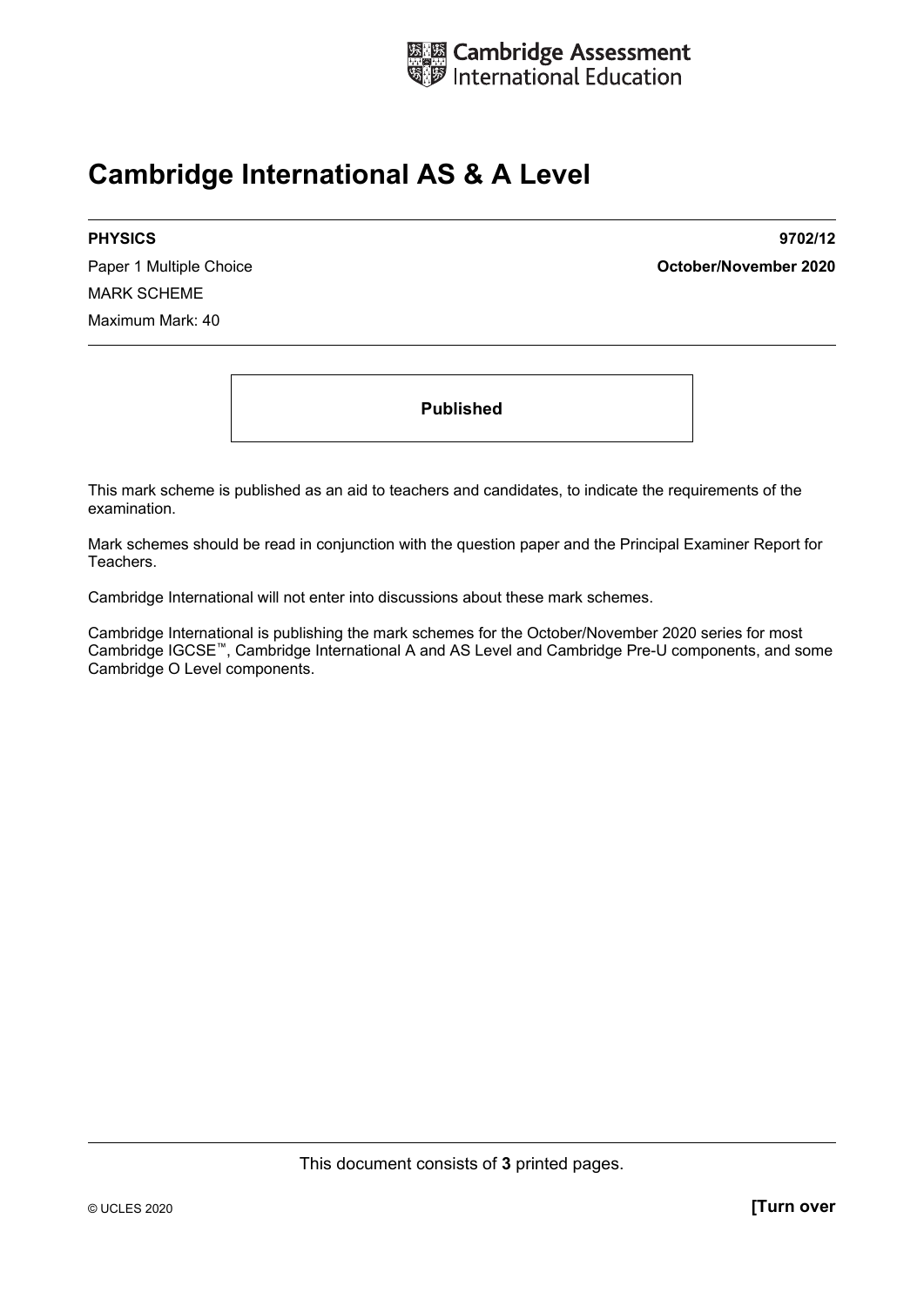Cambridge Assessment International Education

# Cambridge International AS & A Level

**PHYSICS** **9702/12**

Paper 1 Multiple Choice **October/November 2020**

MARK SCHEME

Maximum Mark: 40

**Published**

This mark scheme is published as an aid to teachers and candidates, to indicate the requirements of the examination.

Mark schemes should be read in conjunction with the question paper and the Principal Examiner Report for Teachers.

Cambridge International will not enter into discussions about these mark schemes.

Cambridge International is publishing the mark schemes for the October/November 2020 series for most Cambridge IGCSE™, Cambridge International A and AS Level and Cambridge Pre-U components, and some Cambridge O Level components.

This document consists of **3** printed pages.

© UCLES 2020 **[Turn over**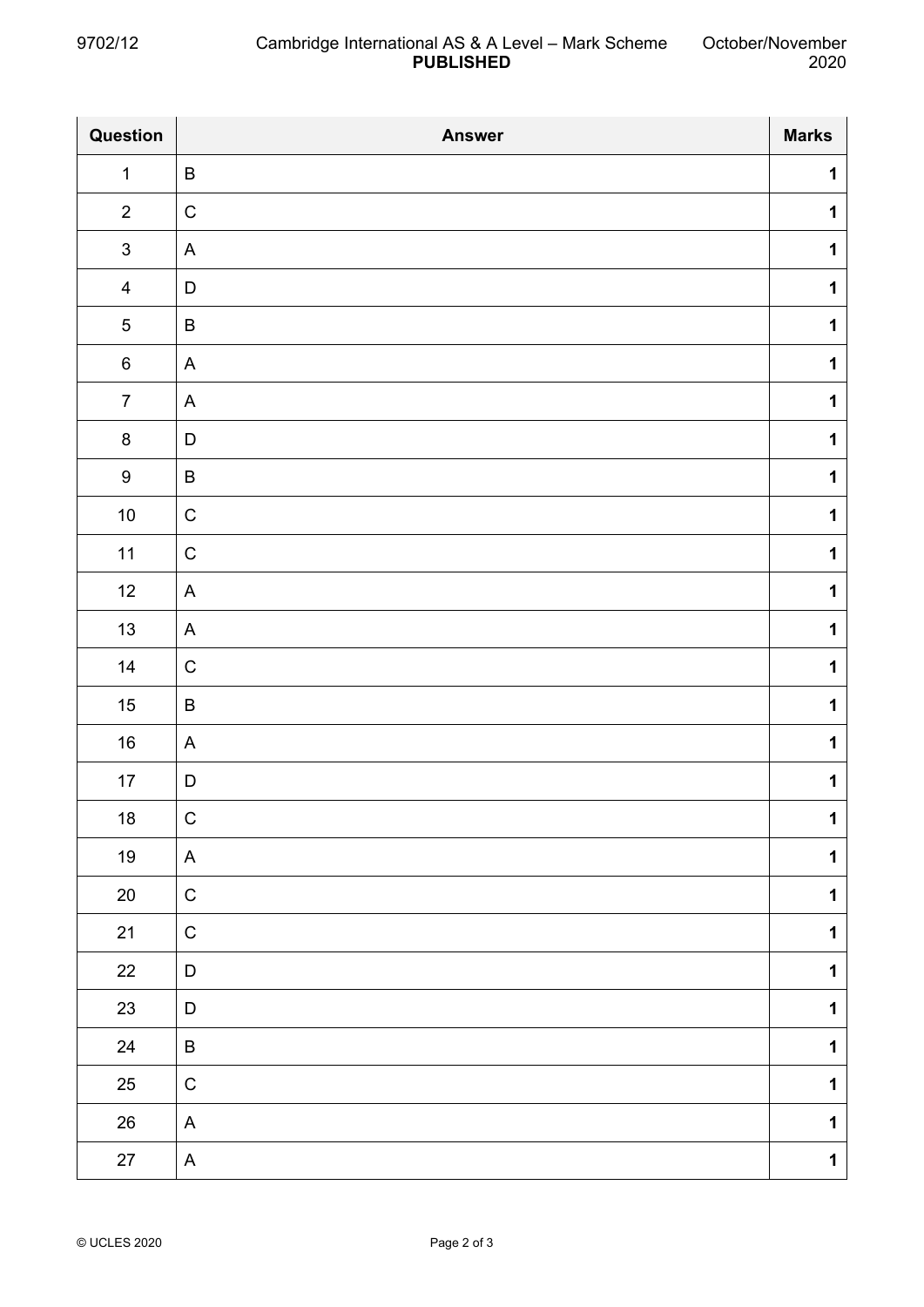| Question | Answer | Marks |
|---|---|---|
| 1 | B | 1 |
| 2 | C | 1 |
| 3 | A | 1 |
| 4 | D | 1 |
| 5 | B | 1 |
| 6 | A | 1 |
| 7 | A | 1 |
| 8 | D | 1 |
| 9 | B | 1 |
| 10 | C | 1 |
| 11 | C | 1 |
| 12 | A | 1 |
| 13 | A | 1 |
| 14 | C | 1 |
| 15 | B | 1 |
| 16 | A | 1 |
| 17 | D | 1 |
| 18 | C | 1 |
| 19 | A | 1 |
| 20 | C | 1 |
| 21 | C | 1 |
| 22 | D | 1 |
| 23 | D | 1 |
| 24 | B | 1 |
| 25 | C | 1 |
| 26 | A | 1 |
| 27 | A | 1 |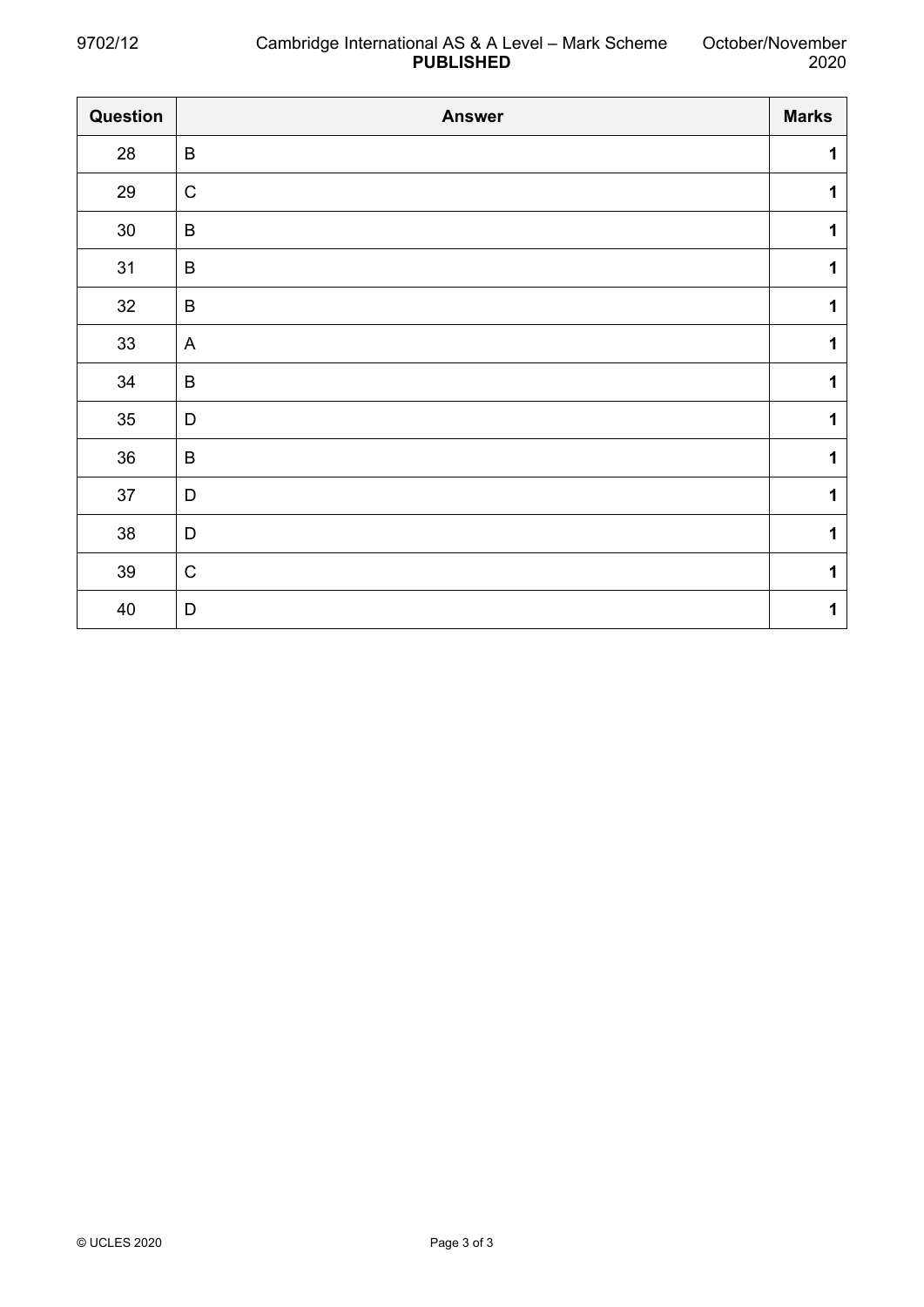| Question | Answer | Marks |
|---|---|---|
| 28 | B | 1 |
| 29 | C | 1 |
| 30 | B | 1 |
| 31 | B | 1 |
| 32 | B | 1 |
| 33 | A | 1 |
| 34 | B | 1 |
| 35 | D | 1 |
| 36 | B | 1 |
| 37 | D | 1 |
| 38 | D | 1 |
| 39 | C | 1 |
| 40 | D | 1 |